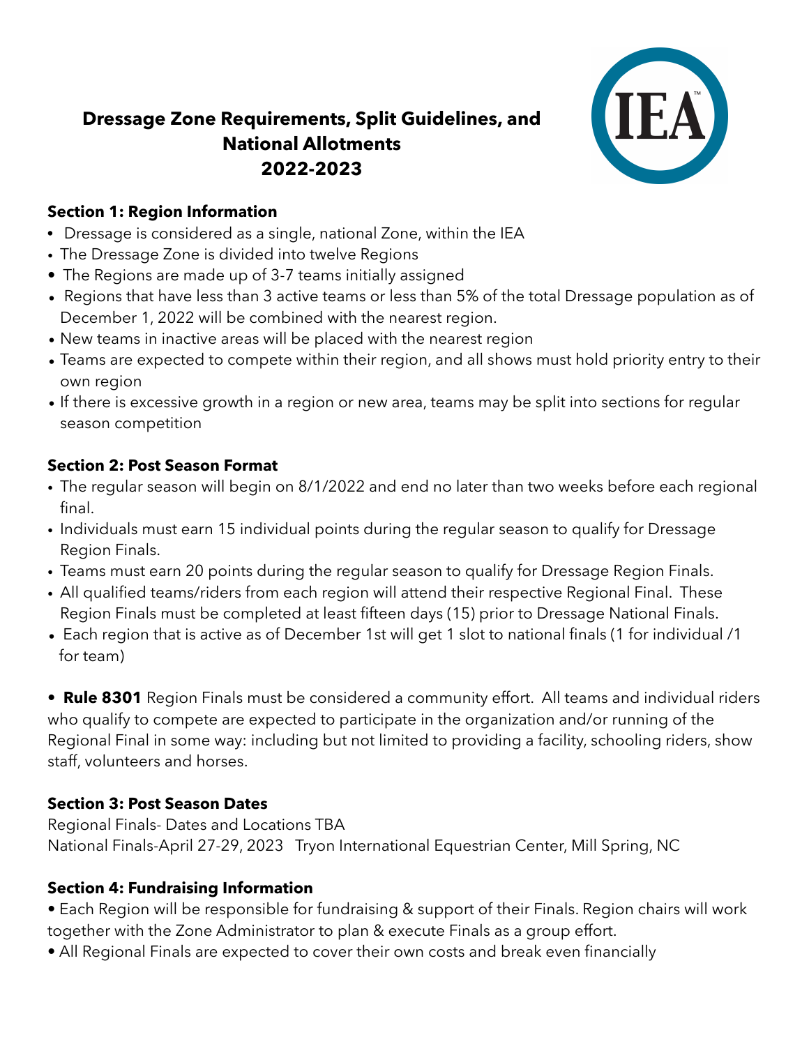# Dressage Zone Requirements, Split Guidelines, and National Allotments 2022-2023

## Section 1: Region Information

- Dressage is considered as a single, national Zone, within the IEA
- The Dressage Zone is divided into twelve Regions
- The Regions are made up of 3-7 teams initially assigned
- Regions that have less than 3 active teams or less than 5% of the total Dressage population as of December 1, 2022 will be combined with the nearest region.
- New teams in inactive areas will be placed with the nearest region
- Teams are expected to compete within their region, and all shows must hold priority entry to their own region
- If there is excessive growth in a region or new area, teams may be split into sections for regular season competition

## Section 2: Post Season Format

- The regular season will begin on 8/1/2022 and end no later than two weeks before each regional final.
- Individuals must earn 15 individual points during the regular season to qualify for Dressage Region Finals.
- Teams must earn 20 points during the regular season to qualify for Dressage Region Finals.
- All qualified teams/riders from each region will attend their respective Regional Final. These Region Finals must be completed at least fifteen days (15) prior to Dressage National Finals.
- Each region that is active as of December 1st will get 1 slot to national finals (1 for individual /1 for team)

- **Rule 8301** Region Finals must be considered a community effort. All teams and individual riders who qualify to compete are expected to participate in the organization and/or running of the Regional Final in some way: including but not limited to providing a facility, schooling riders, show staff, volunteers and horses.

## Section 3: Post Season Dates

Regional Finals- Dates and Locations TBA

National Finals-April 27-29, 2023 Tryon International Equestrian Center, Mill Spring, NC

## Section 4: Fundraising Information

- Each Region will be responsible for fundraising & support of their Finals. Region chairs will work together with the Zone Administrator to plan & execute Finals as a group effort.
- All Regional Finals are expected to cover their own costs and break even financially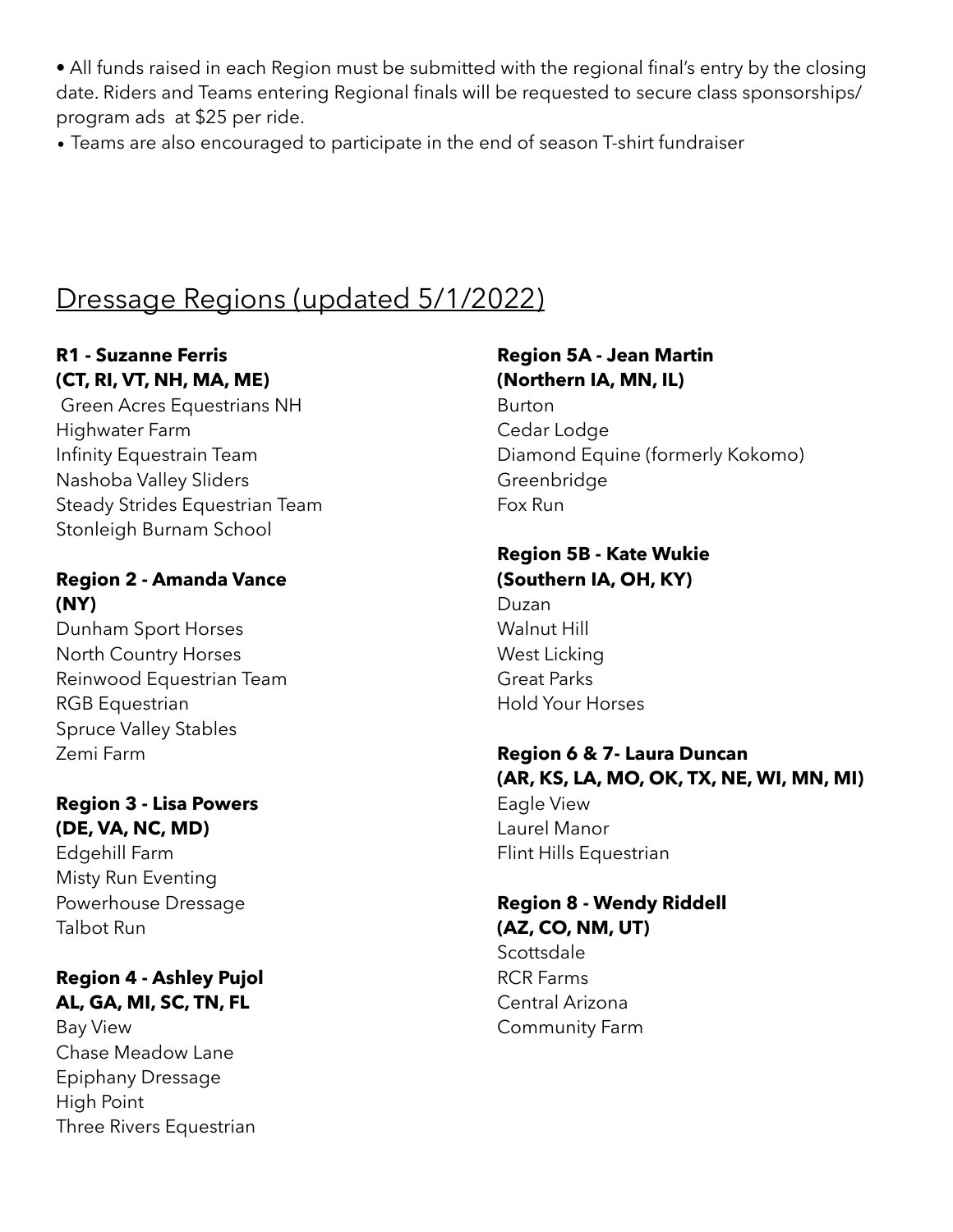- All funds raised in each Region must be submitted with the regional final's entry by the closing date. Riders and Teams entering Regional finals will be requested to secure class sponsorships/ program ads at $25 per ride.
- Teams are also encouraged to participate in the end of season T-shirt fundraiser

## Dressage Regions (updated 5/1/2022)

**R1 - Suzanne Ferris**
**(CT, RI, VT, NH, MA, ME)**

Green Acres Equestrians NH
Highwater Farm
Infinity Equestrain Team
Nashoba Valley Sliders
Steady Strides Equestrian Team
Stonleigh Burnam School

**Region 2 - Amanda Vance**
**(NY)**

Dunham Sport Horses
North Country Horses
Reinwood Equestrian Team
RGB Equestrian
Spruce Valley Stables
Zemi Farm

**Region 3 - Lisa Powers**
**(DE, VA, NC, MD)**

Edgehill Farm
Misty Run Eventing
Powerhouse Dressage
Talbot Run

**Region 4 - Ashley Pujol**
**AL, GA, MI, SC, TN, FL**

Bay View
Chase Meadow Lane
Epiphany Dressage
High Point
Three Rivers Equestrian

**Region 5A - Jean Martin**
**(Northern IA, MN, IL)**

Burton
Cedar Lodge
Diamond Equine (formerly Kokomo)
Greenbridge
Fox Run

**Region 5B - Kate Wukie**
**(Southern IA, OH, KY)**

Duzan
Walnut Hill
West Licking
Great Parks
Hold Your Horses

**Region 6 & 7- Laura Duncan**
**(AR, KS, LA, MO, OK, TX, NE, WI, MN, MI)**

Eagle View
Laurel Manor
Flint Hills Equestrian

**Region 8 - Wendy Riddell**
**(AZ, CO, NM, UT)**

Scottsdale
RCR Farms
Central Arizona
Community Farm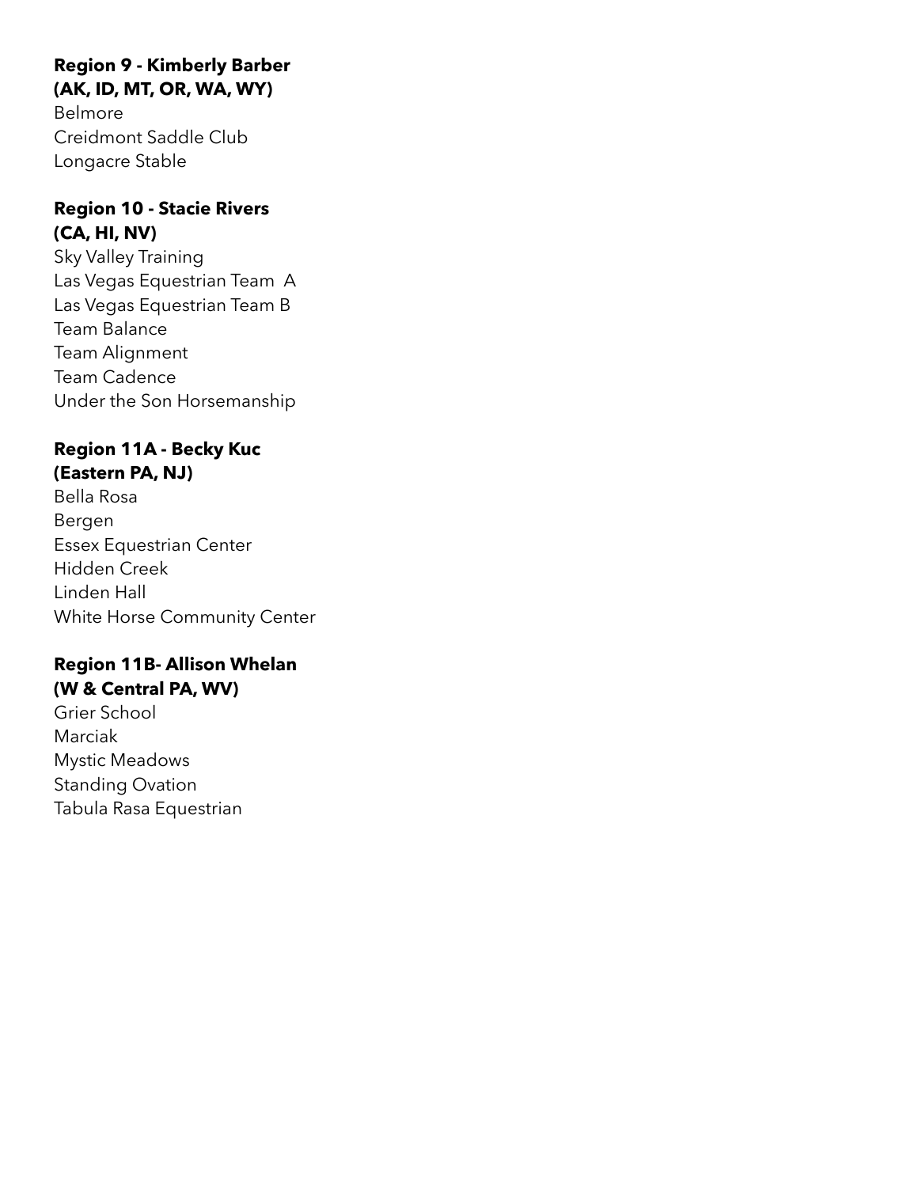**Region 9 - Kimberly Barber**
**(AK, ID, MT, OR, WA, WY)**
Belmore
Creidmont Saddle Club
Longacre Stable

**Region 10 - Stacie Rivers**
**(CA, HI, NV)**
Sky Valley Training
Las Vegas Equestrian Team A
Las Vegas Equestrian Team B
Team Balance
Team Alignment
Team Cadence
Under the Son Horsemanship

**Region 11A - Becky Kuc**
**(Eastern PA, NJ)**
Bella Rosa
Bergen
Essex Equestrian Center
Hidden Creek
Linden Hall
White Horse Community Center

**Region 11B- Allison Whelan**
**(W & Central PA, WV)**
Grier School
Marciak
Mystic Meadows
Standing Ovation
Tabula Rasa Equestrian